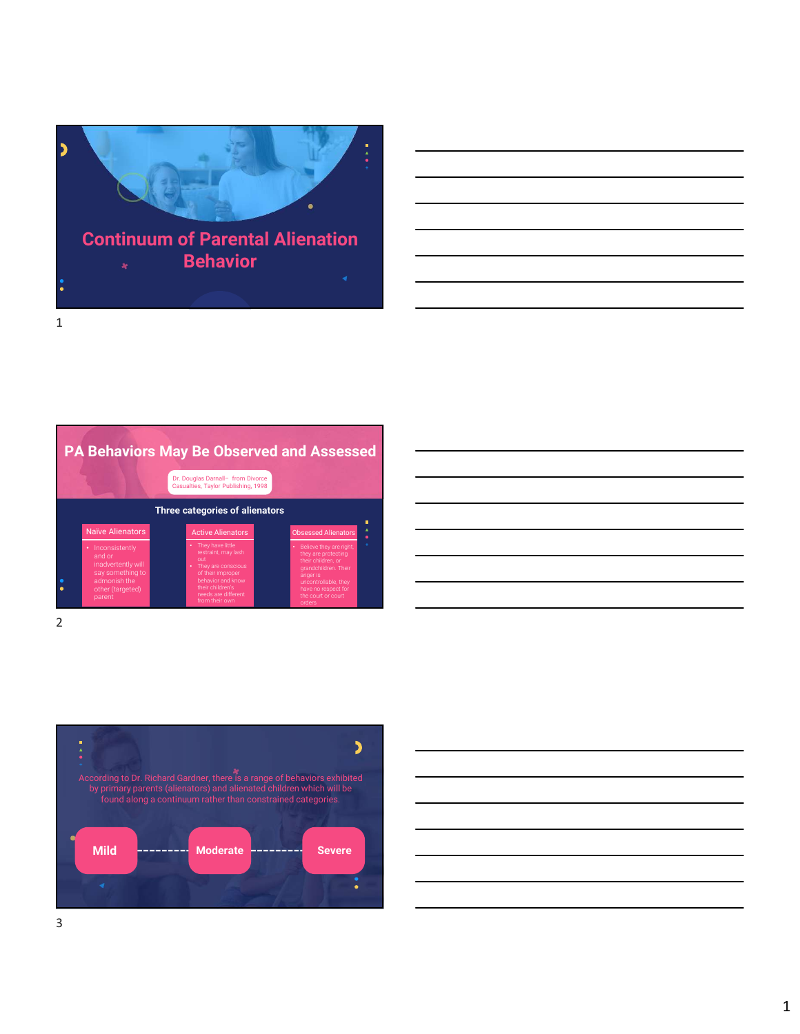# Continuum of Parental Alienation Behavior

## PA Behaviors May Be Observed and Assessed

Dr. Douglas Darnall– from Divorce Casualties, Taylor Publishing, 1998

### Three categories of alienators

**Naive Alienators**

- Inconsistently and or inadvertently will say something to admonish the other (targeted) parent

**Active Alienators**

- They have little restraint, may lash out
- They are conscious of their improper behavior and know their children's needs are different from their own

**Obsessed Alienators**

- Believe they are right, they are protecting their children, or grandchildren. Their anger is uncontrollable, they have no respect for the court or court orders

According to Dr. Richard Gardner, there is a range of behaviors exhibited by primary parents (alienators) and alienated children which will be found along a continuum rather than constrained categories.

Mild --------- Moderate --------- Severe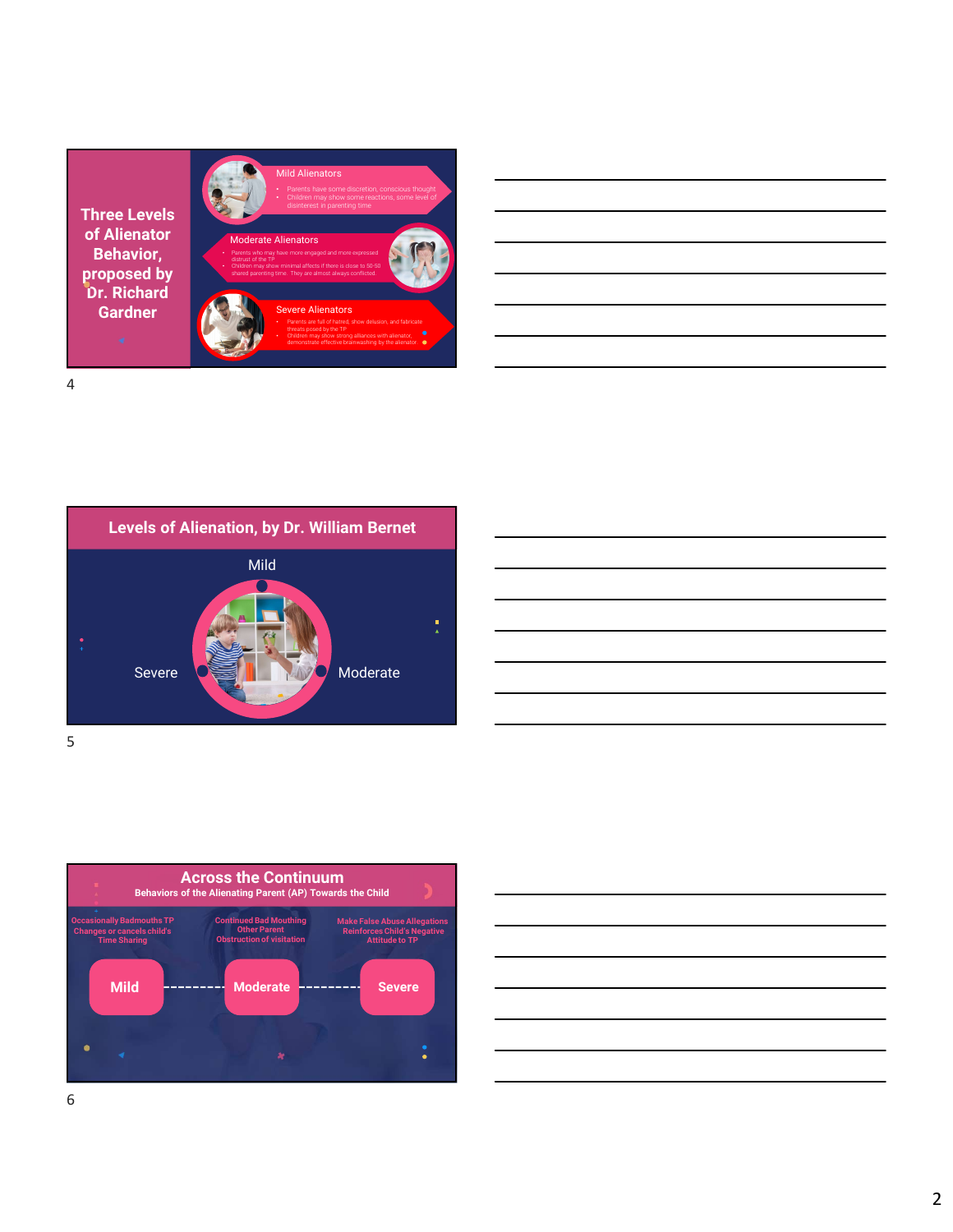## Three Levels of Alienator Behavior, proposed by Dr. Richard Gardner

**Mild Alienators**

- Parents have some discretion, conscious thought
- Children may show some reactions, some level of disinterest in parenting time

**Moderate Alienators**

- Parents who may have more engaged and more expressed distrust of the TP
- Children may show minimal affects if there is close to 50-50 shared parenting time. They are almost always conflicted

**Severe Alienators**

- Parents are full of hatred, show delusion, and fabricate threats posed by the TP
- Children may show strong alliances with alienator, demonstrate effective brainwashing by the alienator

## Levels of Alienation, by Dr. William Bernet

Mild

Severe

Moderate

## Across the Continuum

**Behaviors of the Alienating Parent (AP) Towards the Child**

| Mild | Moderate | Severe |
| --- | --- | --- |
| Occasionally Badmouths TP<br>Changes or cancels child's Time Sharing | Continued Bad Mouthing Other Parent<br>Obstruction of visitation | Make False Abuse Allegations<br>Reinforces Child's Negative Attitude to TP |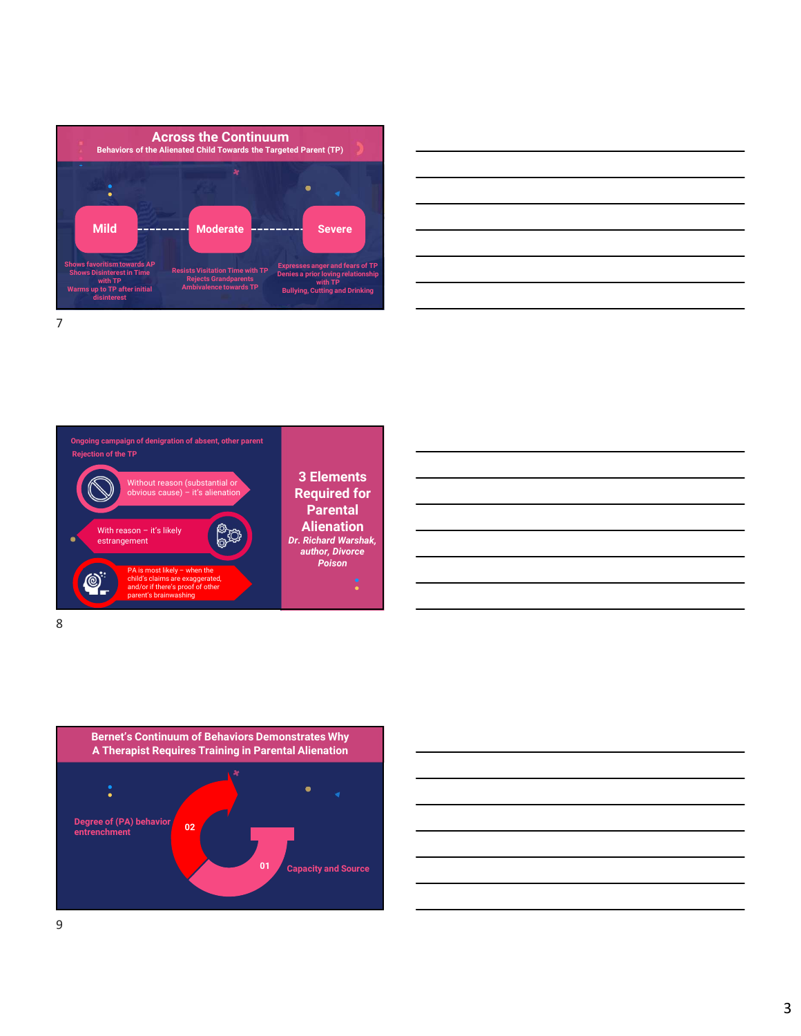## Across the Continuum

**Behaviors of the Alienated Child Towards the Targeted Parent (TP)**

**Mild** – – – – **Moderate** – – – – **Severe**

**Mild**
- Shows favoritism towards AP
- Shows Disinterest in Time with TP
- Warms up to TP after initial disinterest

**Moderate**
- Resists Visitation Time with TP
- Rejects Grandparents
- Ambivalence towards TP

**Severe**
- Expresses anger and fears of TP
- Denies a prior loving relationship with TP
- Bullying, Cutting and Drinking

---

## 3 Elements Required for Parental Alienation

*Dr. Richard Warshak, author, Divorce Poison*

Ongoing campaign of denigration of absent, other parent

Rejection of the TP

- Without reason (substantial or obvious cause) – it's alienation
- With reason – it's likely estrangement
- PA is most likely – when the child's claims are exaggerated, and/or if there's proof of other parent's brainwashing

---

## Bernet's Continuum of Behaviors Demonstrates Why A Therapist Requires Training in Parental Alienation

01 Capacity and Source

02 Degree of (PA) behavior entrenchment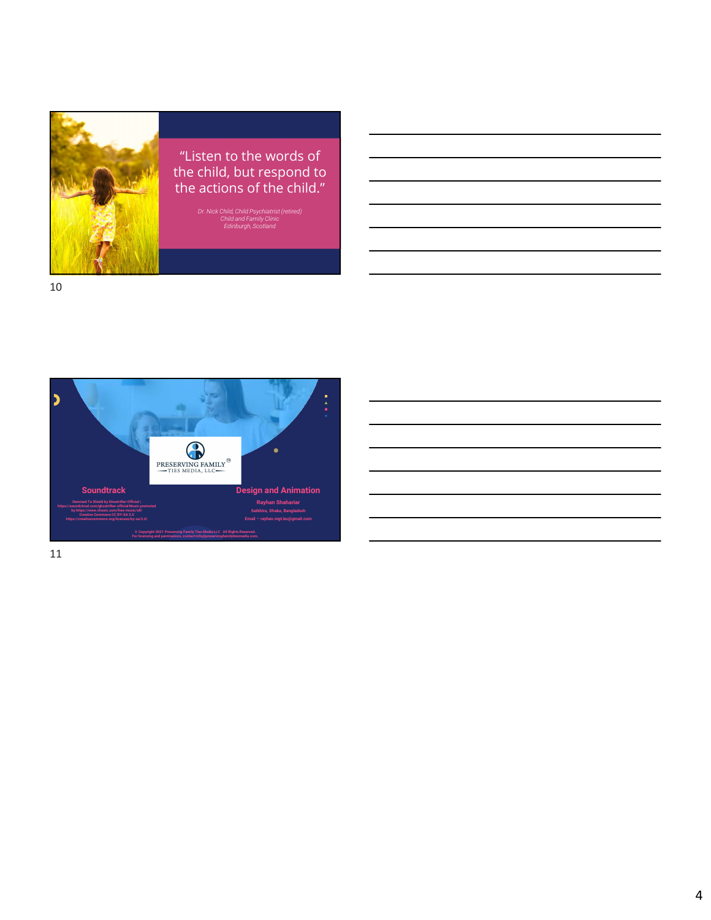"Listen to the words of the child, but respond to the actions of the child."

*Dr. Nick Child, Child Psychiatrist (retired)*
*Child and Family Clinic*
*Edinburgh, Scotland*

10

PRESERVING FAMILY TIES MEDIA, LLC

**Soundtrack**

Demised To Shield by Ghostrifter Official | https://soundcloud.com/ghostrifter-official Music promoted by https://www.chosic.com/free-music/all/ Creative Commons CC BY-SA 3.0 https://creativecommons.org/licenses/by-sa/3.0/

**Design and Animation**

Rayhan Shahariar
Satkhira, Dhaka, Bangladesh
Email – rayhan.mgt.bu@gmail.com

© Copyright 2021 Preserving Family Ties Media LLC All Rights Reserved.
For licensing and permissions, contact info@preservingfamilytiesmedia.com.

11